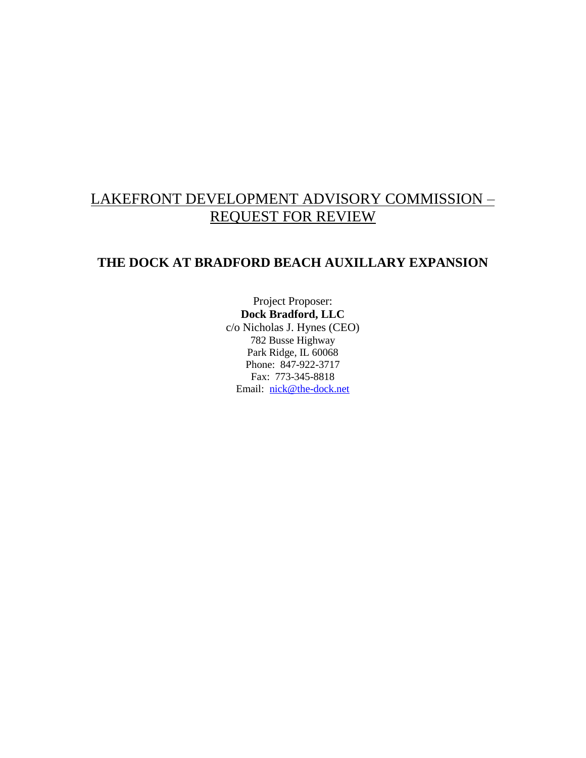# LAKEFRONT DEVELOPMENT ADVISORY COMMISSION – REQUEST FOR REVIEW

## THE DOCK AT BRADFORD BEACH AUXILLARY EXPANSION

Project Proposer:  
**Dock Bradford, LLC**  
c/o Nicholas J. Hynes (CEO)  
782 Busse Highway  
Park Ridge, IL 60068  
Phone: 847-922-3717  
Fax: 773-345-8818  
Email: nick@the-dock.net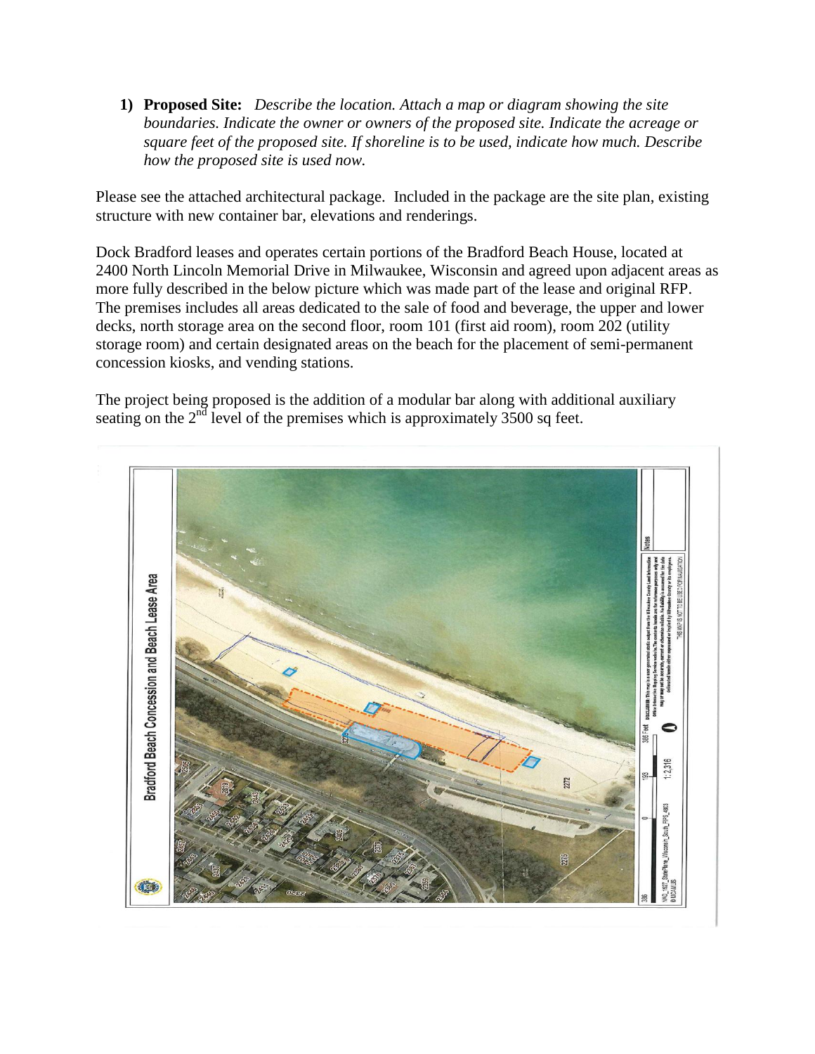1) **Proposed Site:** *Describe the location. Attach a map or diagram showing the site boundaries. Indicate the owner or owners of the proposed site. Indicate the acreage or square feet of the proposed site. If shoreline is to be used, indicate how much. Describe how the proposed site is used now.*

Please see the attached architectural package. Included in the package are the site plan, existing structure with new container bar, elevations and renderings.

Dock Bradford leases and operates certain portions of the Bradford Beach House, located at 2400 North Lincoln Memorial Drive in Milwaukee, Wisconsin and agreed upon adjacent areas as more fully described in the below picture which was made part of the lease and original RFP. The premises includes all areas dedicated to the sale of food and beverage, the upper and lower decks, north storage area on the second floor, room 101 (first aid room), room 202 (utility storage room) and certain designated areas on the beach for the placement of semi-permanent concession kiosks, and vending stations.

The project being proposed is the addition of a modular bar along with additional auxiliary seating on the 2nd level of the premises which is approximately 3500 sq feet.

Bradford Beach Concession and Beach Lease Area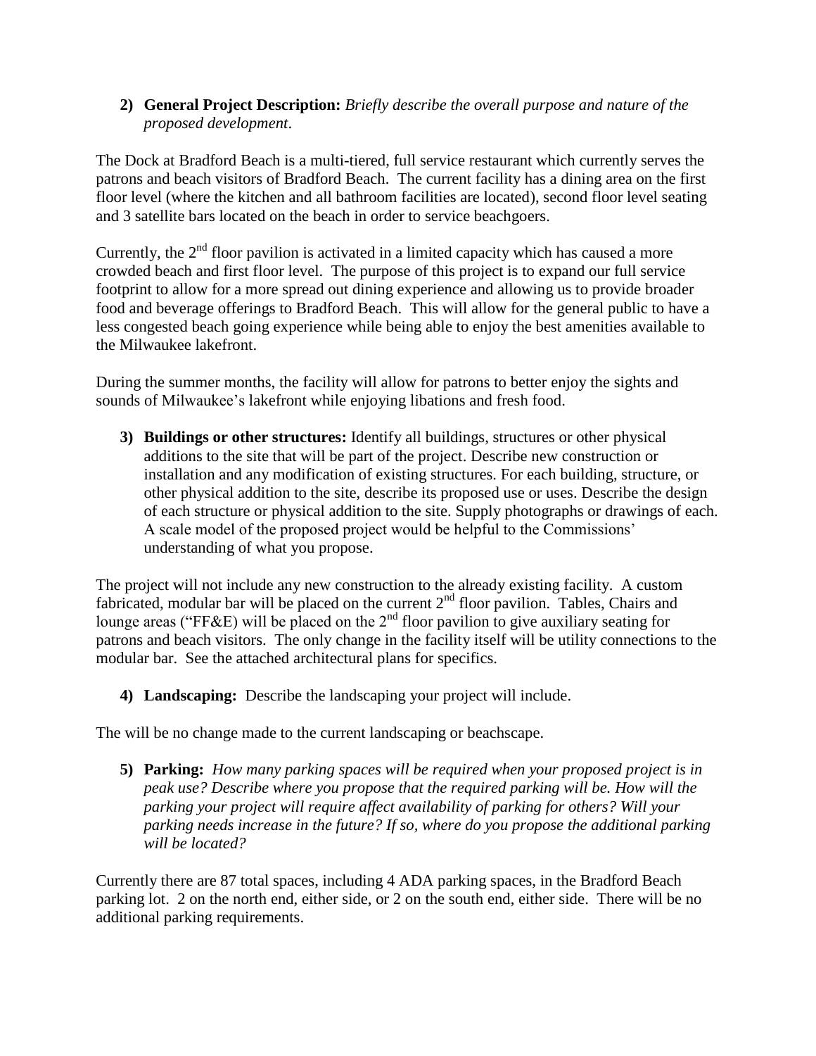2) **General Project Description:** *Briefly describe the overall purpose and nature of the proposed development.*

The Dock at Bradford Beach is a multi-tiered, full service restaurant which currently serves the patrons and beach visitors of Bradford Beach. The current facility has a dining area on the first floor level (where the kitchen and all bathroom facilities are located), second floor level seating and 3 satellite bars located on the beach in order to service beachgoers.

Currently, the 2nd floor pavilion is activated in a limited capacity which has caused a more crowded beach and first floor level. The purpose of this project is to expand our full service footprint to allow for a more spread out dining experience and allowing us to provide broader food and beverage offerings to Bradford Beach. This will allow for the general public to have a less congested beach going experience while being able to enjoy the best amenities available to the Milwaukee lakefront.

During the summer months, the facility will allow for patrons to better enjoy the sights and sounds of Milwaukee's lakefront while enjoying libations and fresh food.

3) **Buildings or other structures:** Identify all buildings, structures or other physical additions to the site that will be part of the project. Describe new construction or installation and any modification of existing structures. For each building, structure, or other physical addition to the site, describe its proposed use or uses. Describe the design of each structure or physical addition to the site. Supply photographs or drawings of each. A scale model of the proposed project would be helpful to the Commissions' understanding of what you propose.

The project will not include any new construction to the already existing facility. A custom fabricated, modular bar will be placed on the current 2nd floor pavilion. Tables, Chairs and lounge areas ("FF&E) will be placed on the 2nd floor pavilion to give auxiliary seating for patrons and beach visitors. The only change in the facility itself will be utility connections to the modular bar. See the attached architectural plans for specifics.

4) **Landscaping:** Describe the landscaping your project will include.

The will be no change made to the current landscaping or beachscape.

5) **Parking:** *How many parking spaces will be required when your proposed project is in peak use? Describe where you propose that the required parking will be. How will the parking your project will require affect availability of parking for others? Will your parking needs increase in the future? If so, where do you propose the additional parking will be located?*

Currently there are 87 total spaces, including 4 ADA parking spaces, in the Bradford Beach parking lot. 2 on the north end, either side, or 2 on the south end, either side. There will be no additional parking requirements.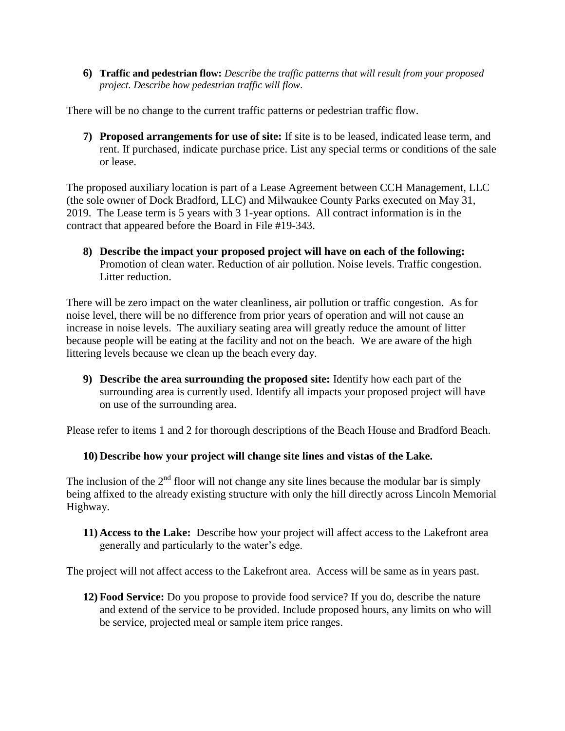6) **Traffic and pedestrian flow:** *Describe the traffic patterns that will result from your proposed project. Describe how pedestrian traffic will flow.*

There will be no change to the current traffic patterns or pedestrian traffic flow.

7) **Proposed arrangements for use of site:** If site is to be leased, indicated lease term, and rent. If purchased, indicate purchase price. List any special terms or conditions of the sale or lease.

The proposed auxiliary location is part of a Lease Agreement between CCH Management, LLC (the sole owner of Dock Bradford, LLC) and Milwaukee County Parks executed on May 31, 2019. The Lease term is 5 years with 3 1-year options. All contract information is in the contract that appeared before the Board in File #19-343.

8) **Describe the impact your proposed project will have on each of the following:** Promotion of clean water. Reduction of air pollution. Noise levels. Traffic congestion. Litter reduction.

There will be zero impact on the water cleanliness, air pollution or traffic congestion. As for noise level, there will be no difference from prior years of operation and will not cause an increase in noise levels. The auxiliary seating area will greatly reduce the amount of litter because people will be eating at the facility and not on the beach. We are aware of the high littering levels because we clean up the beach every day.

9) **Describe the area surrounding the proposed site:** Identify how each part of the surrounding area is currently used. Identify all impacts your proposed project will have on use of the surrounding area.

Please refer to items 1 and 2 for thorough descriptions of the Beach House and Bradford Beach.

10) **Describe how your project will change site lines and vistas of the Lake.**

The inclusion of the 2nd floor will not change any site lines because the modular bar is simply being affixed to the already existing structure with only the hill directly across Lincoln Memorial Highway.

11) **Access to the Lake:** Describe how your project will affect access to the Lakefront area generally and particularly to the water's edge.

The project will not affect access to the Lakefront area. Access will be same as in years past.

12) **Food Service:** Do you propose to provide food service? If you do, describe the nature and extend of the service to be provided. Include proposed hours, any limits on who will be service, projected meal or sample item price ranges.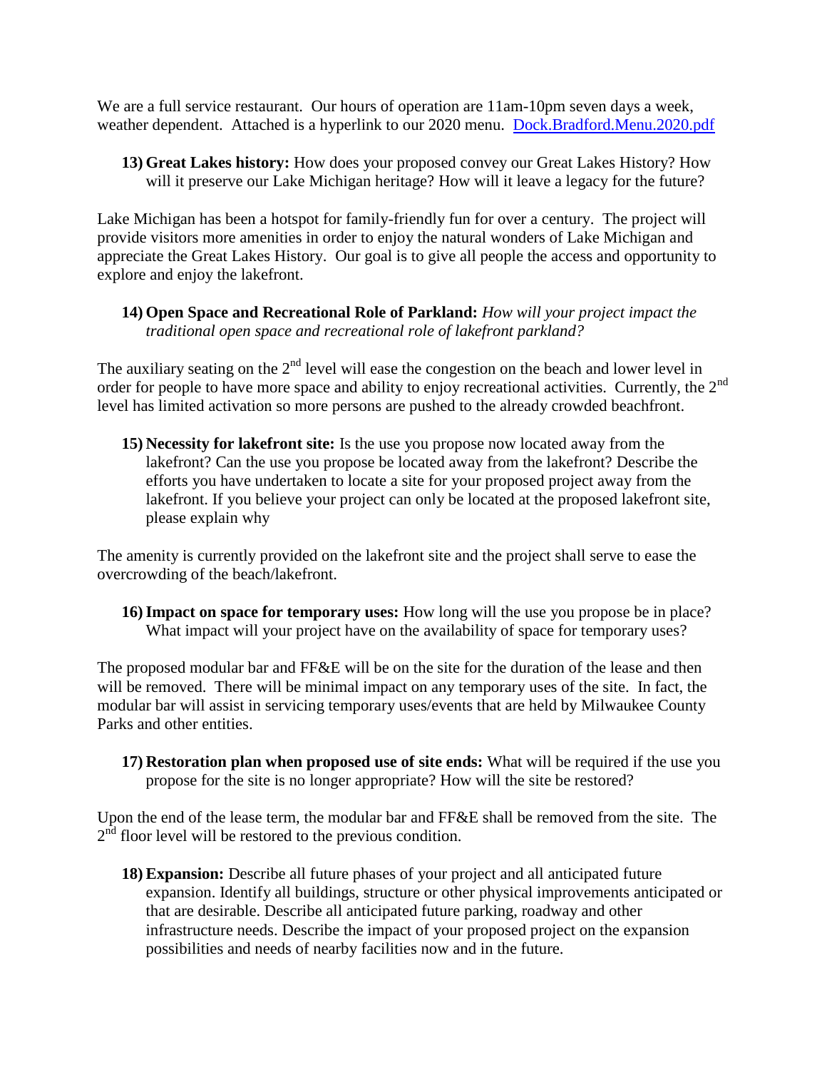We are a full service restaurant. Our hours of operation are 11am-10pm seven days a week, weather dependent. Attached is a hyperlink to our 2020 menu. [Dock.Bradford.Menu.2020.pdf]

13) **Great Lakes history:** How does your proposed convey our Great Lakes History? How will it preserve our Lake Michigan heritage? How will it leave a legacy for the future?

Lake Michigan has been a hotspot for family-friendly fun for over a century. The project will provide visitors more amenities in order to enjoy the natural wonders of Lake Michigan and appreciate the Great Lakes History. Our goal is to give all people the access and opportunity to explore and enjoy the lakefront.

14) **Open Space and Recreational Role of Parkland:** *How will your project impact the traditional open space and recreational role of lakefront parkland?*

The auxiliary seating on the 2nd level will ease the congestion on the beach and lower level in order for people to have more space and ability to enjoy recreational activities. Currently, the 2nd level has limited activation so more persons are pushed to the already crowded beachfront.

15) **Necessity for lakefront site:** Is the use you propose now located away from the lakefront? Can the use you propose be located away from the lakefront? Describe the efforts you have undertaken to locate a site for your proposed project away from the lakefront. If you believe your project can only be located at the proposed lakefront site, please explain why

The amenity is currently provided on the lakefront site and the project shall serve to ease the overcrowding of the beach/lakefront.

16) **Impact on space for temporary uses:** How long will the use you propose be in place? What impact will your project have on the availability of space for temporary uses?

The proposed modular bar and FF&E will be on the site for the duration of the lease and then will be removed. There will be minimal impact on any temporary uses of the site. In fact, the modular bar will assist in servicing temporary uses/events that are held by Milwaukee County Parks and other entities.

17) **Restoration plan when proposed use of site ends:** What will be required if the use you propose for the site is no longer appropriate? How will the site be restored?

Upon the end of the lease term, the modular bar and FF&E shall be removed from the site. The 2nd floor level will be restored to the previous condition.

18) **Expansion:** Describe all future phases of your project and all anticipated future expansion. Identify all buildings, structure or other physical improvements anticipated or that are desirable. Describe all anticipated future parking, roadway and other infrastructure needs. Describe the impact of your proposed project on the expansion possibilities and needs of nearby facilities now and in the future.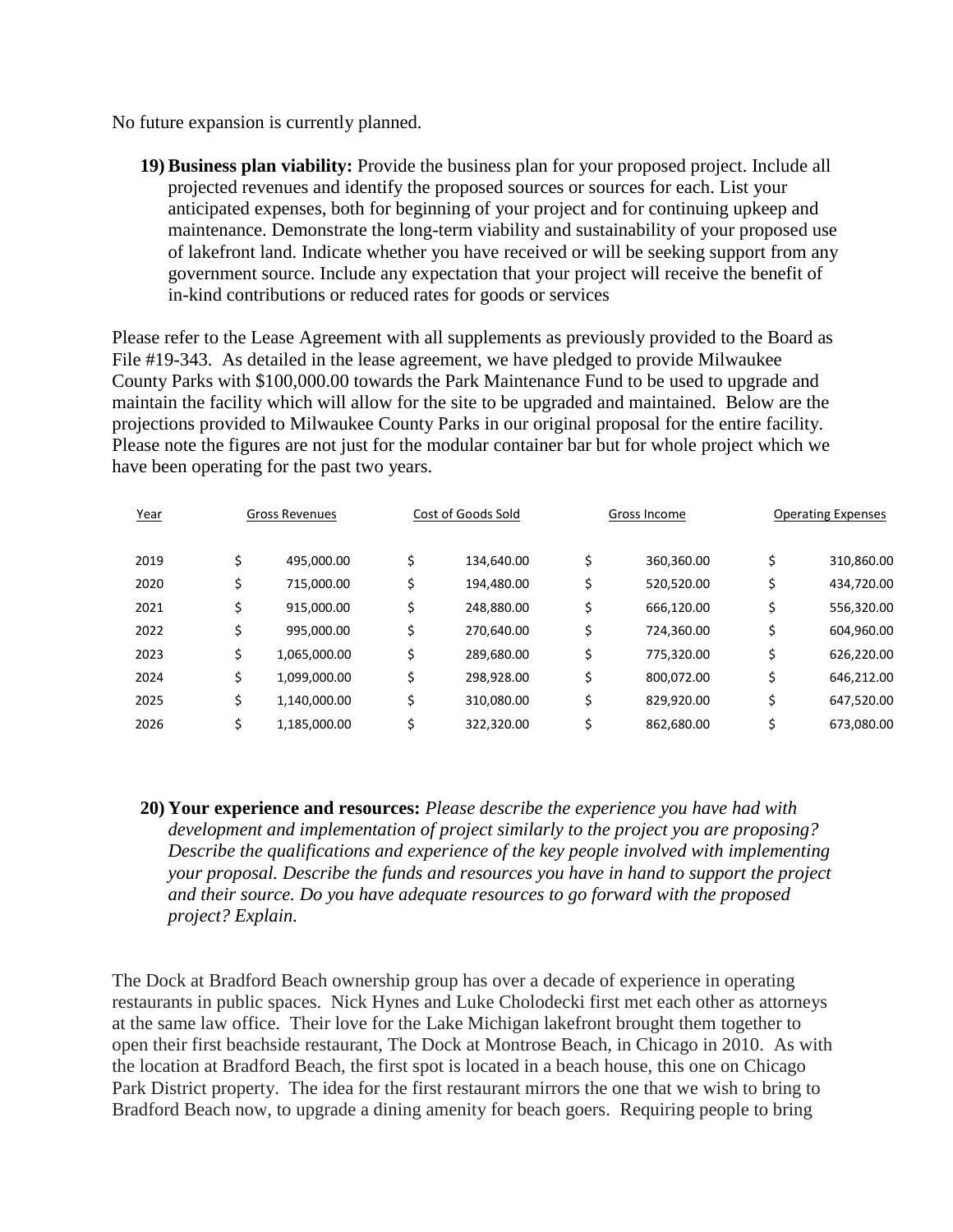No future expansion is currently planned.

19) **Business plan viability:** Provide the business plan for your proposed project. Include all projected revenues and identify the proposed sources or sources for each. List your anticipated expenses, both for beginning of your project and for continuing upkeep and maintenance. Demonstrate the long-term viability and sustainability of your proposed use of lakefront land. Indicate whether you have received or will be seeking support from any government source. Include any expectation that your project will receive the benefit of in-kind contributions or reduced rates for goods or services

Please refer to the Lease Agreement with all supplements as previously provided to the Board as File #19-343. As detailed in the lease agreement, we have pledged to provide Milwaukee County Parks with $100,000.00 towards the Park Maintenance Fund to be used to upgrade and maintain the facility which will allow for the site to be upgraded and maintained. Below are the projections provided to Milwaukee County Parks in our original proposal for the entire facility. Please note the figures are not just for the modular container bar but for whole project which we have been operating for the past two years.

| Year | Gross Revenues | Cost of Goods Sold | Gross Income | Operating Expenses |
|---|---|---|---|---|
| 2019 | $ 495,000.00 | $ 134,640.00 | $ 360,360.00 | $ 310,860.00 |
| 2020 | $ 715,000.00 | $ 194,480.00 | $ 520,520.00 | $ 434,720.00 |
| 2021 | $ 915,000.00 | $ 248,880.00 | $ 666,120.00 | $ 556,320.00 |
| 2022 | $ 995,000.00 | $ 270,640.00 | $ 724,360.00 | $ 604,960.00 |
| 2023 | $ 1,065,000.00 | $ 289,680.00 | $ 775,320.00 | $ 626,220.00 |
| 2024 | $ 1,099,000.00 | $ 298,928.00 | $ 800,072.00 | $ 646,212.00 |
| 2025 | $ 1,140,000.00 | $ 310,080.00 | $ 829,920.00 | $ 647,520.00 |
| 2026 | $ 1,185,000.00 | $ 322,320.00 | $ 862,680.00 | $ 673,080.00 |

20) **Your experience and resources:** *Please describe the experience you have had with development and implementation of project similarly to the project you are proposing? Describe the qualifications and experience of the key people involved with implementing your proposal. Describe the funds and resources you have in hand to support the project and their source. Do you have adequate resources to go forward with the proposed project? Explain.*

The Dock at Bradford Beach ownership group has over a decade of experience in operating restaurants in public spaces. Nick Hynes and Luke Cholodecki first met each other as attorneys at the same law office. Their love for the Lake Michigan lakefront brought them together to open their first beachside restaurant, The Dock at Montrose Beach, in Chicago in 2010. As with the location at Bradford Beach, the first spot is located in a beach house, this one on Chicago Park District property. The idea for the first restaurant mirrors the one that we wish to bring to Bradford Beach now, to upgrade a dining amenity for beach goers. Requiring people to bring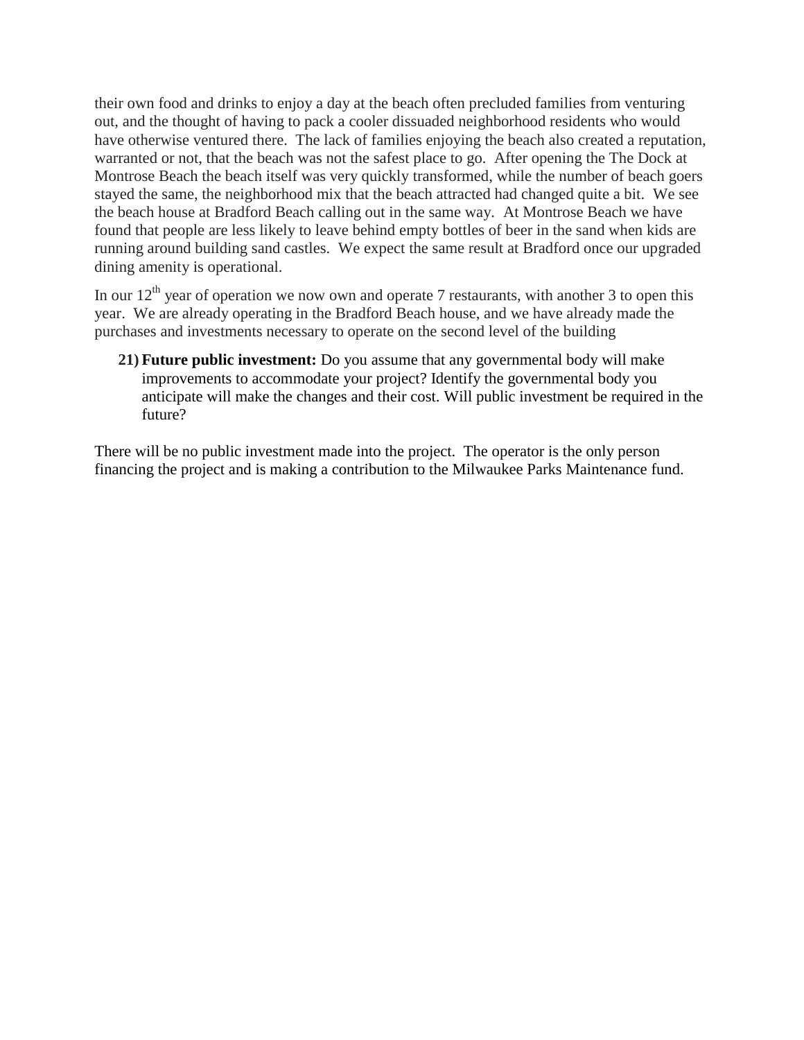their own food and drinks to enjoy a day at the beach often precluded families from venturing out, and the thought of having to pack a cooler dissuaded neighborhood residents who would have otherwise ventured there. The lack of families enjoying the beach also created a reputation, warranted or not, that the beach was not the safest place to go. After opening the The Dock at Montrose Beach the beach itself was very quickly transformed, while the number of beach goers stayed the same, the neighborhood mix that the beach attracted had changed quite a bit. We see the beach house at Bradford Beach calling out in the same way. At Montrose Beach we have found that people are less likely to leave behind empty bottles of beer in the sand when kids are running around building sand castles. We expect the same result at Bradford once our upgraded dining amenity is operational.

In our 12th year of operation we now own and operate 7 restaurants, with another 3 to open this year. We are already operating in the Bradford Beach house, and we have already made the purchases and investments necessary to operate on the second level of the building

21) **Future public investment:** Do you assume that any governmental body will make improvements to accommodate your project? Identify the governmental body you anticipate will make the changes and their cost. Will public investment be required in the future?

There will be no public investment made into the project. The operator is the only person financing the project and is making a contribution to the Milwaukee Parks Maintenance fund.